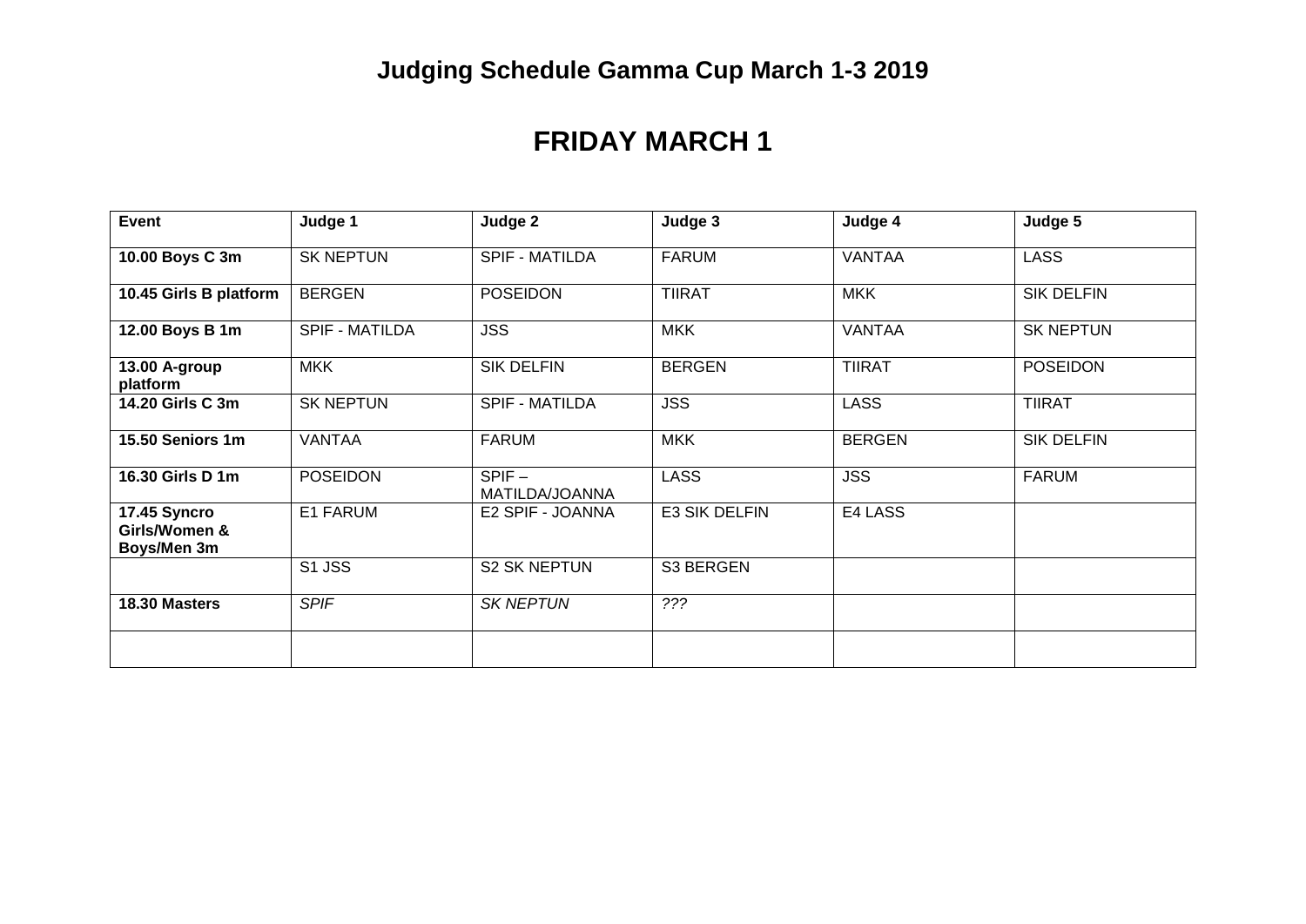# Judging Schedule Gamma Cup March 1-3 2019

## FRIDAY MARCH 1

| Event | Judge 1 | Judge 2 | Judge 3 | Judge 4 | Judge 5 |
|---|---|---|---|---|---|
| **10.00 Boys C 3m** | SK NEPTUN | SPIF - MATILDA | FARUM | VANTAA | LASS |
| **10.45 Girls B platform** | BERGEN | POSEIDON | TIIRAT | MKK | SIK DELFIN |
| **12.00 Boys B 1m** | SPIF - MATILDA | JSS | MKK | VANTAA | SK NEPTUN |
| **13.00 A-group platform** | MKK | SIK DELFIN | BERGEN | TIIRAT | POSEIDON |
| **14.20 Girls C 3m** | SK NEPTUN | SPIF - MATILDA | JSS | LASS | TIIRAT |
| **15.50 Seniors 1m** | VANTAA | FARUM | MKK | BERGEN | SIK DELFIN |
| **16.30 Girls D 1m** | POSEIDON | SPIF – MATILDA/JOANNA | LASS | JSS | FARUM |
| **17.45 Syncro Girls/Women & Boys/Men 3m** | E1 FARUM | E2 SPIF - JOANNA | E3 SIK DELFIN | E4 LASS | |
| | S1 JSS | S2 SK NEPTUN | S3 BERGEN | | |
| **18.30 Masters** | *SPIF* | *SK NEPTUN* | *???* | | |
| | | | | | |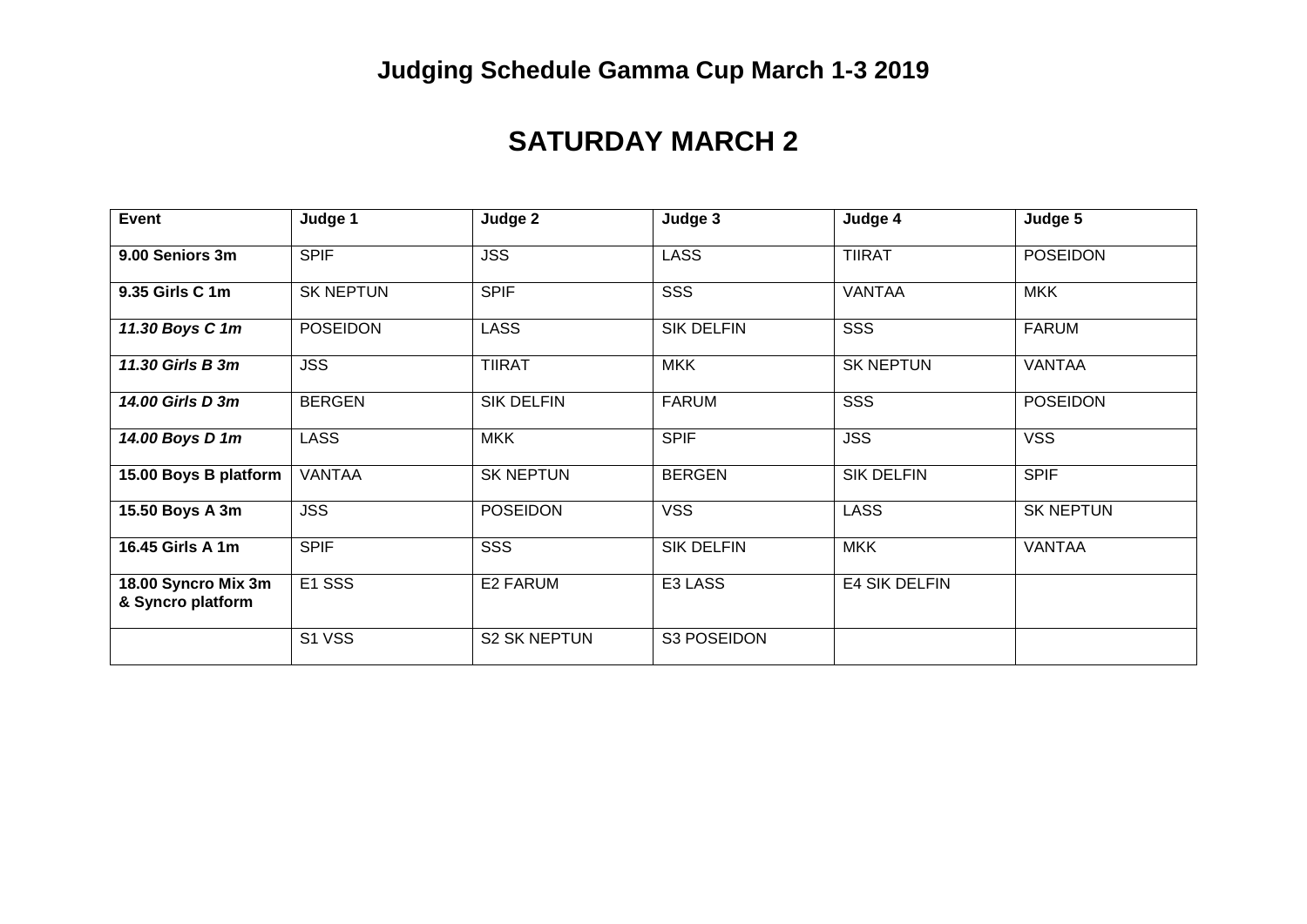# Judging Schedule Gamma Cup March 1-3 2019

## SATURDAY MARCH 2

| **Event** | **Judge 1** | **Judge 2** | **Judge 3** | **Judge 4** | **Judge 5** |
|---|---|---|---|---|---|
| **9.00 Seniors 3m** | SPIF | JSS | LASS | TIIRAT | POSEIDON |
| **9.35 Girls C 1m** | SK NEPTUN | SPIF | SSS | VANTAA | MKK |
| ***11.30 Boys C 1m*** | POSEIDON | LASS | SIK DELFIN | SSS | FARUM |
| ***11.30 Girls B 3m*** | JSS | TIIRAT | MKK | SK NEPTUN | VANTAA |
| ***14.00 Girls D 3m*** | BERGEN | SIK DELFIN | FARUM | SSS | POSEIDON |
| ***14.00 Boys D 1m*** | LASS | MKK | SPIF | JSS | VSS |
| **15.00 Boys B platform** | VANTAA | SK NEPTUN | BERGEN | SIK DELFIN | SPIF |
| **15.50 Boys A 3m** | JSS | POSEIDON | VSS | LASS | SK NEPTUN |
| **16.45 Girls A 1m** | SPIF | SSS | SIK DELFIN | MKK | VANTAA |
| **18.00 Syncro Mix 3m & Syncro platform** | E1 SSS | E2 FARUM | E3 LASS | E4 SIK DELFIN | |
| | S1 VSS | S2 SK NEPTUN | S3 POSEIDON | | |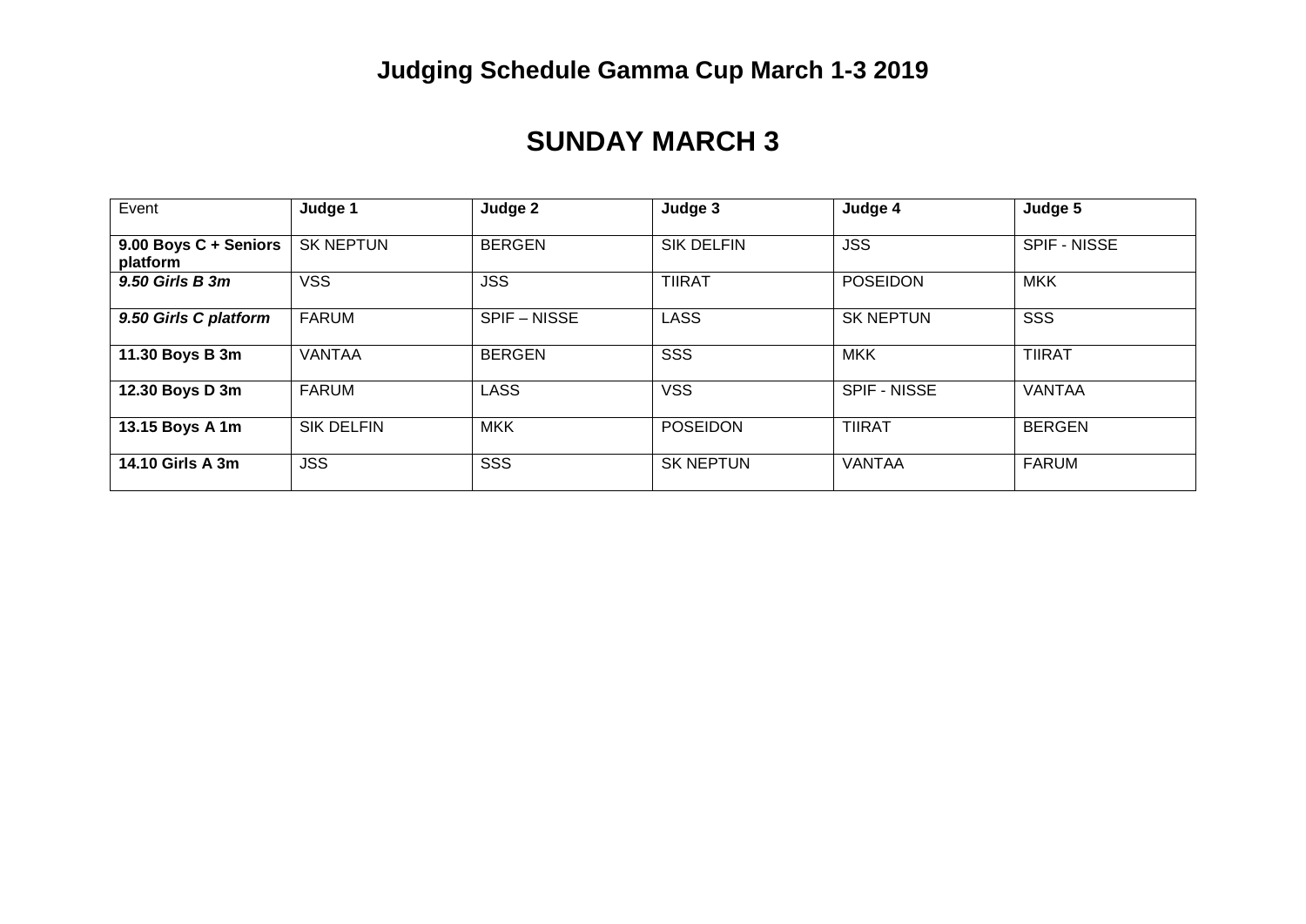# Judging Schedule Gamma Cup March 1-3 2019

## SUNDAY MARCH 3

| Event | **Judge 1** | **Judge 2** | **Judge 3** | **Judge 4** | **Judge 5** |
|---|---|---|---|---|---|
| **9.00 Boys C + Seniors platform** | SK NEPTUN | BERGEN | SIK DELFIN | JSS | SPIF - NISSE |
| ***9.50 Girls B 3m*** | VSS | JSS | TIIRAT | POSEIDON | MKK |
| ***9.50 Girls C platform*** | FARUM | SPIF – NISSE | LASS | SK NEPTUN | SSS |
| **11.30 Boys B 3m** | VANTAA | BERGEN | SSS | MKK | TIIRAT |
| **12.30 Boys D 3m** | FARUM | LASS | VSS | SPIF - NISSE | VANTAA |
| **13.15 Boys A 1m** | SIK DELFIN | MKK | POSEIDON | TIIRAT | BERGEN |
| **14.10 Girls A 3m** | JSS | SSS | SK NEPTUN | VANTAA | FARUM |